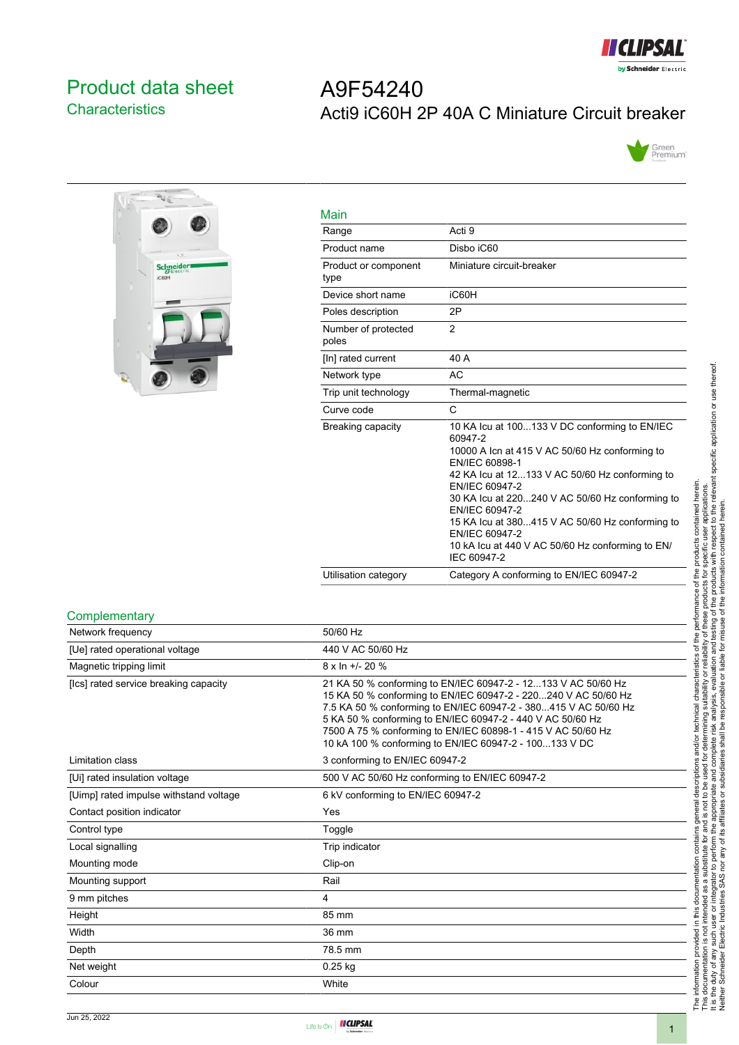# Product data sheet

## Characteristics

# A9F54240

## Acti9 iC60H 2P 40A C Miniature Circuit breaker

### Main

| | |
|---|---|
| Range | Acti 9 |
| Product name | Disbo iC60 |
| Product or component type | Miniature circuit-breaker |
| Device short name | iC60H |
| Poles description | 2P |
| Number of protected poles | 2 |
| [In] rated current | 40 A |
| Network type | AC |
| Trip unit technology | Thermal-magnetic |
| Curve code | C |
| Breaking capacity | 10 KA Icu at 100...133 V DC conforming to EN/IEC 60947-2<br>10000 A Icn at 415 V AC 50/60 Hz conforming to EN/IEC 60898-1<br>42 KA Icu at 12...133 V AC 50/60 Hz conforming to EN/IEC 60947-2<br>30 KA Icu at 220...240 V AC 50/60 Hz conforming to EN/IEC 60947-2<br>15 KA Icu at 380...415 V AC 50/60 Hz conforming to EN/IEC 60947-2<br>10 kA Icu at 440 V AC 50/60 Hz conforming to EN/IEC 60947-2 |
| Utilisation category | Category A conforming to EN/IEC 60947-2 |

### Complementary

| | |
|---|---|
| Network frequency | 50/60 Hz |
| [Ue] rated operational voltage | 440 V AC 50/60 Hz |
| Magnetic tripping limit | 8 x In +/- 20 % |
| [Ics] rated service breaking capacity | 21 KA 50 % conforming to EN/IEC 60947-2 - 12...133 V AC 50/60 Hz<br>15 KA 50 % conforming to EN/IEC 60947-2 - 220...240 V AC 50/60 Hz<br>7.5 KA 50 % conforming to EN/IEC 60947-2 - 380...415 V AC 50/60 Hz<br>5 KA 50 % conforming to EN/IEC 60947-2 - 440 V AC 50/60 Hz<br>7500 A 75 % conforming to EN/IEC 60898-1 - 415 V AC 50/60 Hz<br>10 kA 100 % conforming to EN/IEC 60947-2 - 100...133 V DC |
| Limitation class | 3 conforming to EN/IEC 60947-2 |
| [Ui] rated insulation voltage | 500 V AC 50/60 Hz conforming to EN/IEC 60947-2 |
| [Uimp] rated impulse withstand voltage | 6 kV conforming to EN/IEC 60947-2 |
| Contact position indicator | Yes |
| Control type | Toggle |
| Local signalling | Trip indicator |
| Mounting mode | Clip-on |
| Mounting support | Rail |
| 9 mm pitches | 4 |
| Height | 85 mm |
| Width | 36 mm |
| Depth | 78.5 mm |
| Net weight | 0.25 kg |
| Colour | White |

The information provided in this documentation contains general descriptions and/or technical characteristics of the performance of the products contained herein.
This documentation is not intended as a substitute for and is not to be used for determining suitability or reliability of these products for specific user applications.
It is the duty of any such user or integrator to perform the appropriate and complete risk analysis, evaluation and testing of the products with respect to the relevant specific application or use thereof.
Neither Schneider Electric Industries SAS nor any of its affiliates or subsidiaries shall be responsible or liable for misuse of the information contained herein.

Jun 25, 2022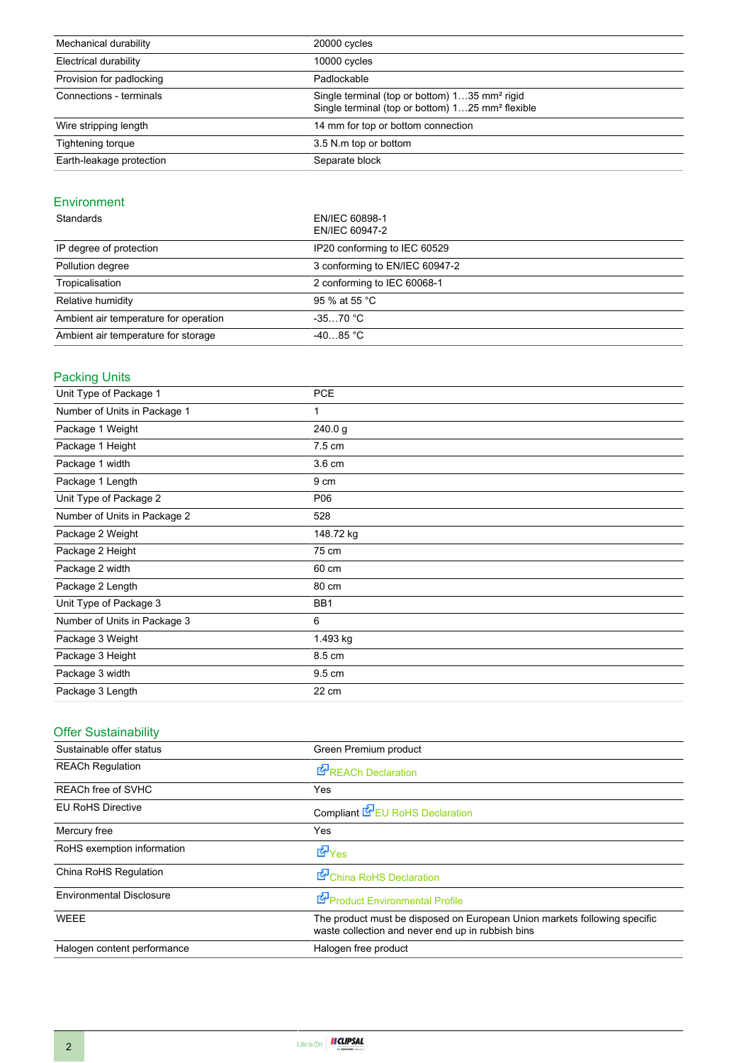| | |
|---|---|
| Mechanical durability | 20000 cycles |
| Electrical durability | 10000 cycles |
| Provision for padlocking | Padlockable |
| Connections - terminals | Single terminal (top or bottom) 1…35 mm² rigid<br>Single terminal (top or bottom) 1…25 mm² flexible |
| Wire stripping length | 14 mm for top or bottom connection |
| Tightening torque | 3.5 N.m top or bottom |
| Earth-leakage protection | Separate block |

## Environment

| | |
|---|---|
| Standards | EN/IEC 60898-1<br>EN/IEC 60947-2 |
| IP degree of protection | IP20 conforming to IEC 60529 |
| Pollution degree | 3 conforming to EN/IEC 60947-2 |
| Tropicalisation | 2 conforming to IEC 60068-1 |
| Relative humidity | 95 % at 55 °C |
| Ambient air temperature for operation | -35…70 °C |
| Ambient air temperature for storage | -40…85 °C |

## Packing Units

| | |
|---|---|
| Unit Type of Package 1 | PCE |
| Number of Units in Package 1 | 1 |
| Package 1 Weight | 240.0 g |
| Package 1 Height | 7.5 cm |
| Package 1 width | 3.6 cm |
| Package 1 Length | 9 cm |
| Unit Type of Package 2 | P06 |
| Number of Units in Package 2 | 528 |
| Package 2 Weight | 148.72 kg |
| Package 2 Height | 75 cm |
| Package 2 width | 60 cm |
| Package 2 Length | 80 cm |
| Unit Type of Package 3 | BB1 |
| Number of Units in Package 3 | 6 |
| Package 3 Weight | 1.493 kg |
| Package 3 Height | 8.5 cm |
| Package 3 width | 9.5 cm |
| Package 3 Length | 22 cm |

## Offer Sustainability

| | |
|---|---|
| Sustainable offer status | Green Premium product |
| REACh Regulation | REACh Declaration |
| REACh free of SVHC | Yes |
| EU RoHS Directive | Compliant EU RoHS Declaration |
| Mercury free | Yes |
| RoHS exemption information | Yes |
| China RoHS Regulation | China RoHS Declaration |
| Environmental Disclosure | Product Environmental Profile |
| WEEE | The product must be disposed on European Union markets following specific waste collection and never end up in rubbish bins |
| Halogen content performance | Halogen free product |